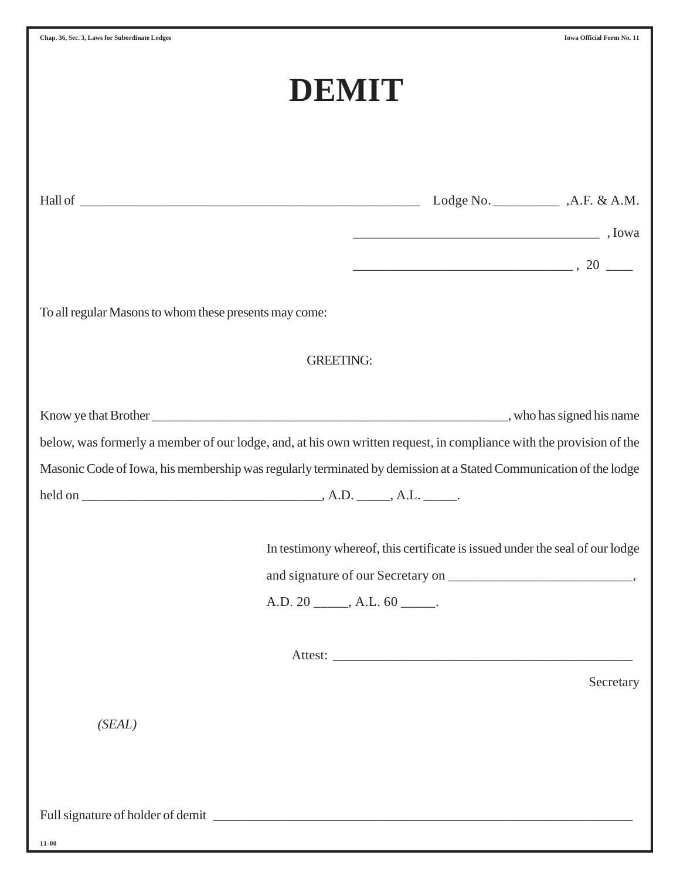Chap. 36, Sec. 3, Laws for Subordinate Lodges

Iowa Official Form No. 11

# DEMIT

Hall of ____________________________________________________ Lodge No. __________ ,A.F. & A.M.

__________________________________ , Iowa

______________________________ , 20 ____

To all regular Masons to whom these presents may come:

GREETING:

Know ye that Brother _______________________________________________________, who has signed his name below, was formerly a member of our lodge, and, at his own written request, in compliance with the provision of the Masonic Code of Iowa, his membership was regularly terminated by demission at a Stated Communication of the lodge held on _____________________________________, A.D. _____, A.L. _____.

In testimony whereof, this certificate is issued under the seal of our lodge and signature of our Secretary on ____________________________, A.D. 20 _____, A.L. 60 _____.

Attest: ____________________________________________

Secretary

*(SEAL)*

Full signature of holder of demit _________________________________________________________________

11-00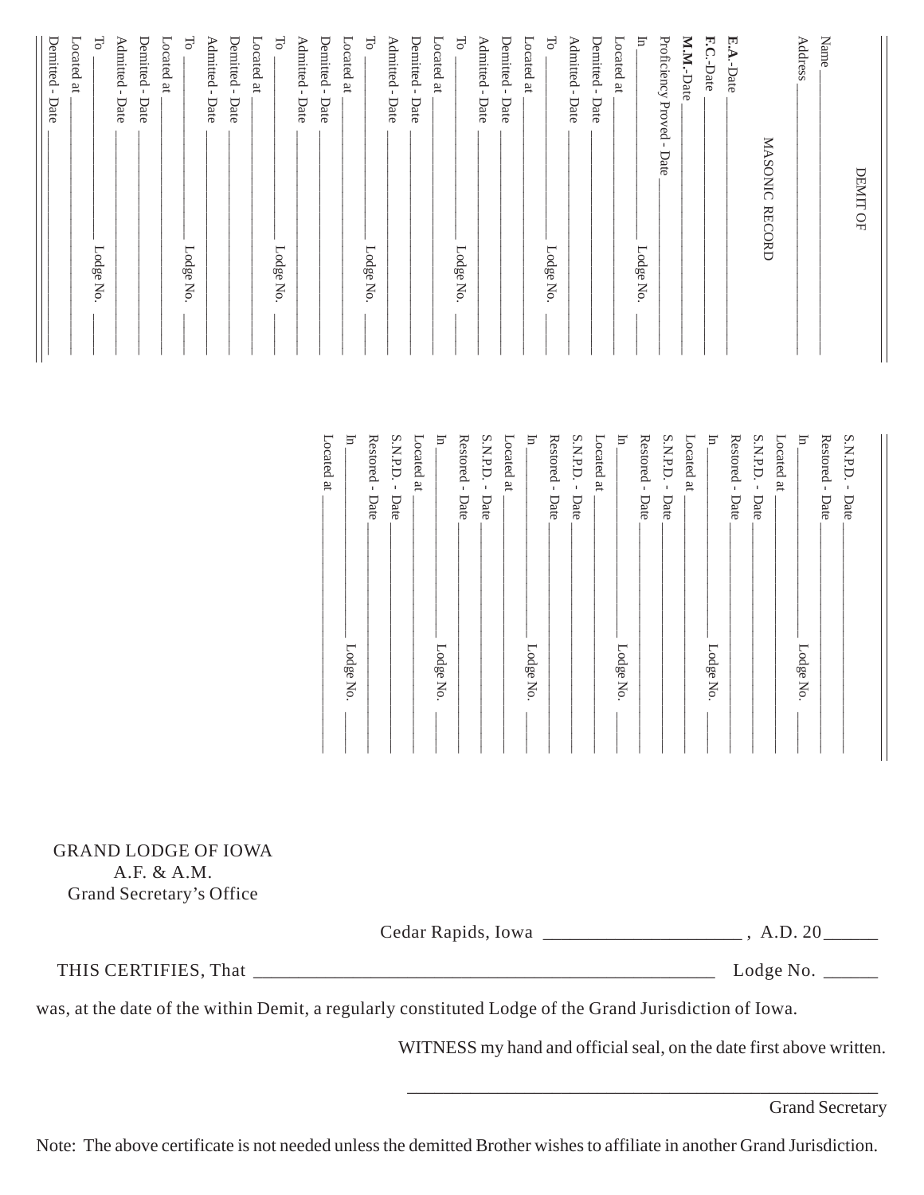DEMIT OF

Name \_\_\_\_\_\_\_\_\_\_\_\_\_\_\_\_\_\_\_\_\_\_\_\_\_\_\_\_\_\_\_\_\_\_

Address \_\_\_\_\_\_\_\_\_\_\_\_\_\_\_\_\_\_\_\_\_\_\_\_\_\_\_\_\_\_\_\_\_\_

## MASONIC RECORD

**E.A.**-Date \_\_\_\_\_\_\_\_\_\_\_\_\_\_\_\_\_\_\_\_\_\_\_\_\_\_\_\_\_\_\_\_\_\_

**F.C.**-Date \_\_\_\_\_\_\_\_\_\_\_\_\_\_\_\_\_\_\_\_\_\_\_\_\_\_\_\_\_\_\_\_\_\_

**M.M.**-Date \_\_\_\_\_\_\_\_\_\_\_\_\_\_\_\_\_\_\_\_\_\_\_\_\_\_\_\_\_\_\_\_\_\_

Proficiency Proved - Date \_\_\_\_\_\_\_\_\_\_\_\_\_\_\_\_\_\_\_\_\_\_\_\_

In \_\_\_\_\_\_\_\_\_\_\_\_\_\_\_\_ Lodge No. \_\_\_\_\_\_

Located at \_\_\_\_\_\_\_\_\_\_\_\_\_\_\_\_\_\_\_\_\_\_\_\_\_\_\_\_\_\_\_\_\_\_

Demitted - Date \_\_\_\_\_\_\_\_\_\_\_\_\_\_\_\_\_\_\_\_\_\_\_\_\_\_\_\_\_\_\_\_\_\_

Admitted - Date \_\_\_\_\_\_\_\_\_\_\_\_\_\_\_\_\_\_\_\_\_\_\_\_\_\_\_\_\_\_\_\_\_\_

To \_\_\_\_\_\_\_\_\_\_\_\_\_\_\_\_ Lodge No. \_\_\_\_\_\_

Located at \_\_\_\_\_\_\_\_\_\_\_\_\_\_\_\_\_\_\_\_\_\_\_\_\_\_\_\_\_\_\_\_\_\_

Demitted - Date \_\_\_\_\_\_\_\_\_\_\_\_\_\_\_\_\_\_\_\_\_\_\_\_\_\_\_\_\_\_\_\_\_\_

Admitted - Date \_\_\_\_\_\_\_\_\_\_\_\_\_\_\_\_\_\_\_\_\_\_\_\_\_\_\_\_\_\_\_\_\_\_

To \_\_\_\_\_\_\_\_\_\_\_\_\_\_\_\_ Lodge No. \_\_\_\_\_\_

Located at \_\_\_\_\_\_\_\_\_\_\_\_\_\_\_\_\_\_\_\_\_\_\_\_\_\_\_\_\_\_\_\_\_\_

Demitted - Date \_\_\_\_\_\_\_\_\_\_\_\_\_\_\_\_\_\_\_\_\_\_\_\_\_\_\_\_\_\_\_\_\_\_

Admitted - Date \_\_\_\_\_\_\_\_\_\_\_\_\_\_\_\_\_\_\_\_\_\_\_\_\_\_\_\_\_\_\_\_\_\_

To \_\_\_\_\_\_\_\_\_\_\_\_\_\_\_\_ Lodge No. \_\_\_\_\_\_

Located at \_\_\_\_\_\_\_\_\_\_\_\_\_\_\_\_\_\_\_\_\_\_\_\_\_\_\_\_\_\_\_\_\_\_

Demitted - Date \_\_\_\_\_\_\_\_\_\_\_\_\_\_\_\_\_\_\_\_\_\_\_\_\_\_\_\_\_\_\_\_\_\_

Admitted - Date \_\_\_\_\_\_\_\_\_\_\_\_\_\_\_\_\_\_\_\_\_\_\_\_\_\_\_\_\_\_\_\_\_\_

To \_\_\_\_\_\_\_\_\_\_\_\_\_\_\_\_ Lodge No. \_\_\_\_\_\_

Located at \_\_\_\_\_\_\_\_\_\_\_\_\_\_\_\_\_\_\_\_\_\_\_\_\_\_\_\_\_\_\_\_\_\_

Demitted - Date \_\_\_\_\_\_\_\_\_\_\_\_\_\_\_\_\_\_\_\_\_\_\_\_\_\_\_\_\_\_\_\_\_\_

Admitted - Date \_\_\_\_\_\_\_\_\_\_\_\_\_\_\_\_\_\_\_\_\_\_\_\_\_\_\_\_\_\_\_\_\_\_

To \_\_\_\_\_\_\_\_\_\_\_\_\_\_\_\_ Lodge No. \_\_\_\_\_\_

Located at \_\_\_\_\_\_\_\_\_\_\_\_\_\_\_\_\_\_\_\_\_\_\_\_\_\_\_\_\_\_\_\_\_\_

Demitted - Date \_\_\_\_\_\_\_\_\_\_\_\_\_\_\_\_\_\_\_\_\_\_\_\_\_\_\_\_\_\_\_\_\_\_

Admitted - Date \_\_\_\_\_\_\_\_\_\_\_\_\_\_\_\_\_\_\_\_\_\_\_\_\_\_\_\_\_\_\_\_\_\_

To \_\_\_\_\_\_\_\_\_\_\_\_\_\_\_\_ Lodge No. \_\_\_\_\_\_

Located at \_\_\_\_\_\_\_\_\_\_\_\_\_\_\_\_\_\_\_\_\_\_\_\_\_\_\_\_\_\_\_\_\_\_

Demitted - Date \_\_\_\_\_\_\_\_\_\_\_\_\_\_\_\_\_\_\_\_\_\_\_\_\_\_\_\_\_\_\_\_\_\_

S.N.P.D. - Date \_\_\_\_\_\_\_\_\_\_\_\_\_\_\_\_\_\_\_\_\_\_\_\_\_\_\_\_\_\_\_\_\_\_

Restored - Date \_\_\_\_\_\_\_\_\_\_\_\_\_\_\_\_\_\_\_\_\_\_\_\_\_\_\_\_\_\_\_\_\_\_

In \_\_\_\_\_\_\_\_\_\_\_\_\_\_\_\_ Lodge No. \_\_\_\_\_\_

Located at \_\_\_\_\_\_\_\_\_\_\_\_\_\_\_\_\_\_\_\_\_\_\_\_\_\_\_\_\_\_\_\_\_\_

S.N.P.D. - Date \_\_\_\_\_\_\_\_\_\_\_\_\_\_\_\_\_\_\_\_\_\_\_\_\_\_\_\_\_\_\_\_\_\_

Restored - Date \_\_\_\_\_\_\_\_\_\_\_\_\_\_\_\_\_\_\_\_\_\_\_\_\_\_\_\_\_\_\_\_\_\_

In \_\_\_\_\_\_\_\_\_\_\_\_\_\_\_\_ Lodge No. \_\_\_\_\_\_

Located at \_\_\_\_\_\_\_\_\_\_\_\_\_\_\_\_\_\_\_\_\_\_\_\_\_\_\_\_\_\_\_\_\_\_

S.N.P.D. - Date \_\_\_\_\_\_\_\_\_\_\_\_\_\_\_\_\_\_\_\_\_\_\_\_\_\_\_\_\_\_\_\_\_\_

Restored - Date \_\_\_\_\_\_\_\_\_\_\_\_\_\_\_\_\_\_\_\_\_\_\_\_\_\_\_\_\_\_\_\_\_\_

In \_\_\_\_\_\_\_\_\_\_\_\_\_\_\_\_ Lodge No. \_\_\_\_\_\_

Located at \_\_\_\_\_\_\_\_\_\_\_\_\_\_\_\_\_\_\_\_\_\_\_\_\_\_\_\_\_\_\_\_\_\_

S.N.P.D. - Date \_\_\_\_\_\_\_\_\_\_\_\_\_\_\_\_\_\_\_\_\_\_\_\_\_\_\_\_\_\_\_\_\_\_

Restored - Date \_\_\_\_\_\_\_\_\_\_\_\_\_\_\_\_\_\_\_\_\_\_\_\_\_\_\_\_\_\_\_\_\_\_

In \_\_\_\_\_\_\_\_\_\_\_\_\_\_\_\_ Lodge No. \_\_\_\_\_\_

Located at \_\_\_\_\_\_\_\_\_\_\_\_\_\_\_\_\_\_\_\_\_\_\_\_\_\_\_\_\_\_\_\_\_\_

S.N.P.D. - Date \_\_\_\_\_\_\_\_\_\_\_\_\_\_\_\_\_\_\_\_\_\_\_\_\_\_\_\_\_\_\_\_\_\_

Restored - Date \_\_\_\_\_\_\_\_\_\_\_\_\_\_\_\_\_\_\_\_\_\_\_\_\_\_\_\_\_\_\_\_\_\_

In \_\_\_\_\_\_\_\_\_\_\_\_\_\_\_\_ Lodge No. \_\_\_\_\_\_

Located at \_\_\_\_\_\_\_\_\_\_\_\_\_\_\_\_\_\_\_\_\_\_\_\_\_\_\_\_\_\_\_\_\_\_

GRAND LODGE OF IOWA
A.F. & A.M.
Grand Secretary's Office

Cedar Rapids, Iowa \_\_\_\_\_\_\_\_\_\_\_\_\_\_\_\_\_\_\_\_\_\_\_ , A.D. 20\_\_\_\_\_\_

THIS CERTIFIES, That \_\_\_\_\_\_\_\_\_\_\_\_\_\_\_\_\_\_\_\_\_\_\_\_\_\_\_\_\_\_\_\_\_\_\_\_\_\_\_\_\_\_\_\_\_\_\_\_ Lodge No. \_\_\_\_\_\_

was, at the date of the within Demit, a regularly constituted Lodge of the Grand Jurisdiction of Iowa.

WITNESS my hand and official seal, on the date first above written.

\_\_\_\_\_\_\_\_\_\_\_\_\_\_\_\_\_\_\_\_\_\_\_\_\_\_\_\_\_\_\_\_\_\_\_\_\_\_\_\_\_\_\_\_\_\_\_\_
Grand Secretary

Note: The above certificate is not needed unless the demitted Brother wishes to affiliate in another Grand Jurisdiction.